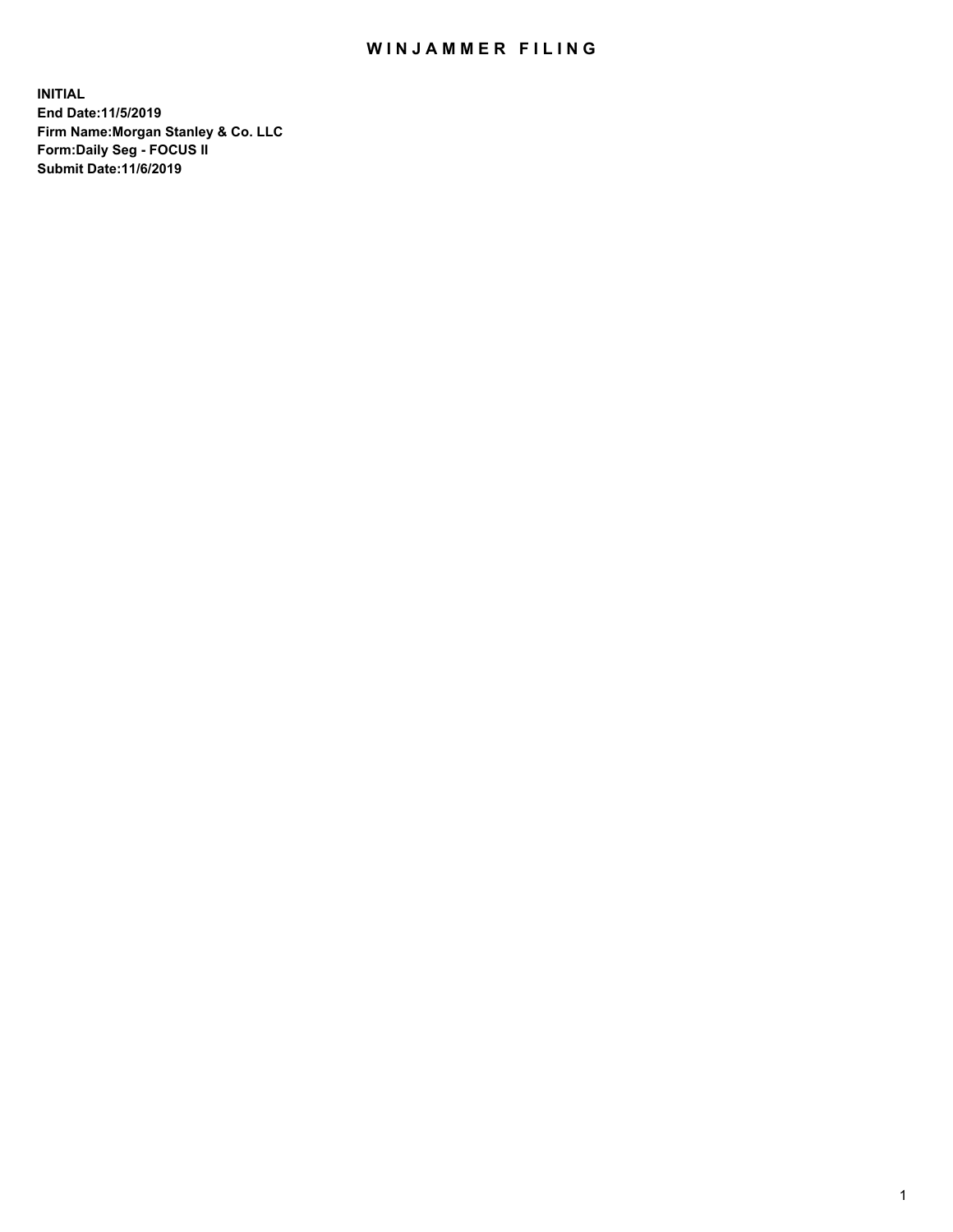# WINJAMMER FILING

**INITIAL**
**End Date:11/5/2019**
**Firm Name:Morgan Stanley & Co. LLC**
**Form:Daily Seg - FOCUS II**
**Submit Date:11/6/2019**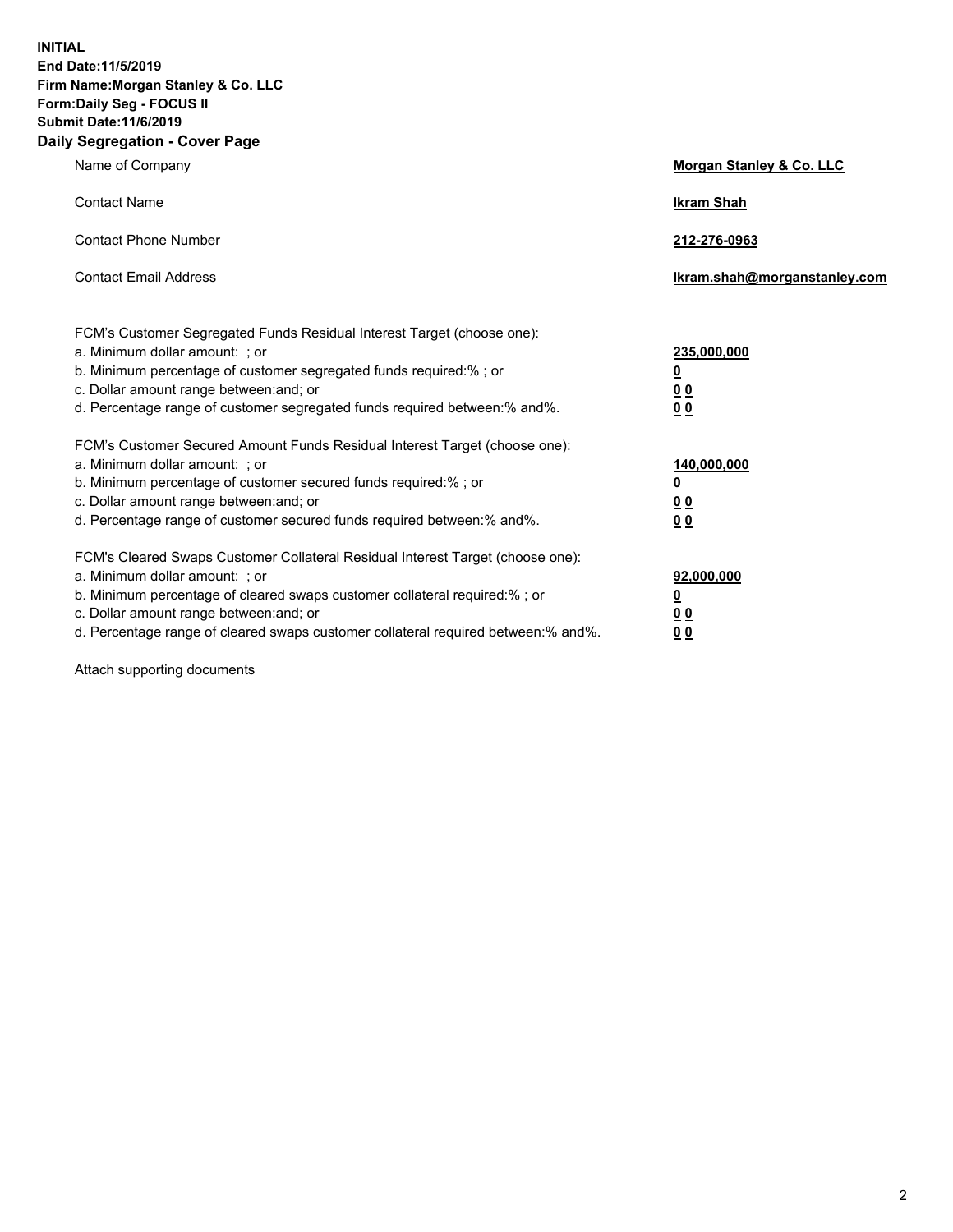**INITIAL**
**End Date:11/5/2019**
**Firm Name:Morgan Stanley & Co. LLC**
**Form:Daily Seg - FOCUS II**
**Submit Date:11/6/2019**

## Daily Segregation - Cover Page

| | |
|---|---|
| Name of Company | **Morgan Stanley & Co. LLC** |
| Contact Name | **Ikram Shah** |
| Contact Phone Number | **212-276-0963** |
| Contact Email Address | **Ikram.shah@morganstanley.com** |

| | |
|---|---|
| FCM's Customer Segregated Funds Residual Interest Target (choose one): | |
| a. Minimum dollar amount: ; or | **235,000,000** |
| b. Minimum percentage of customer segregated funds required:% ; or | **0** |
| c. Dollar amount range between:and; or | **0 0** |
| d. Percentage range of customer segregated funds required between:% and%. | **0 0** |

| | |
|---|---|
| FCM's Customer Secured Amount Funds Residual Interest Target (choose one): | |
| a. Minimum dollar amount: ; or | **140,000,000** |
| b. Minimum percentage of customer secured funds required:% ; or | **0** |
| c. Dollar amount range between:and; or | **0 0** |
| d. Percentage range of customer secured funds required between:% and%. | **0 0** |

| | |
|---|---|
| FCM's Cleared Swaps Customer Collateral Residual Interest Target (choose one): | |
| a. Minimum dollar amount: ; or | **92,000,000** |
| b. Minimum percentage of cleared swaps customer collateral required:% ; or | **0** |
| c. Dollar amount range between:and; or | **0 0** |
| d. Percentage range of cleared swaps customer collateral required between:% and%. | **0 0** |

Attach supporting documents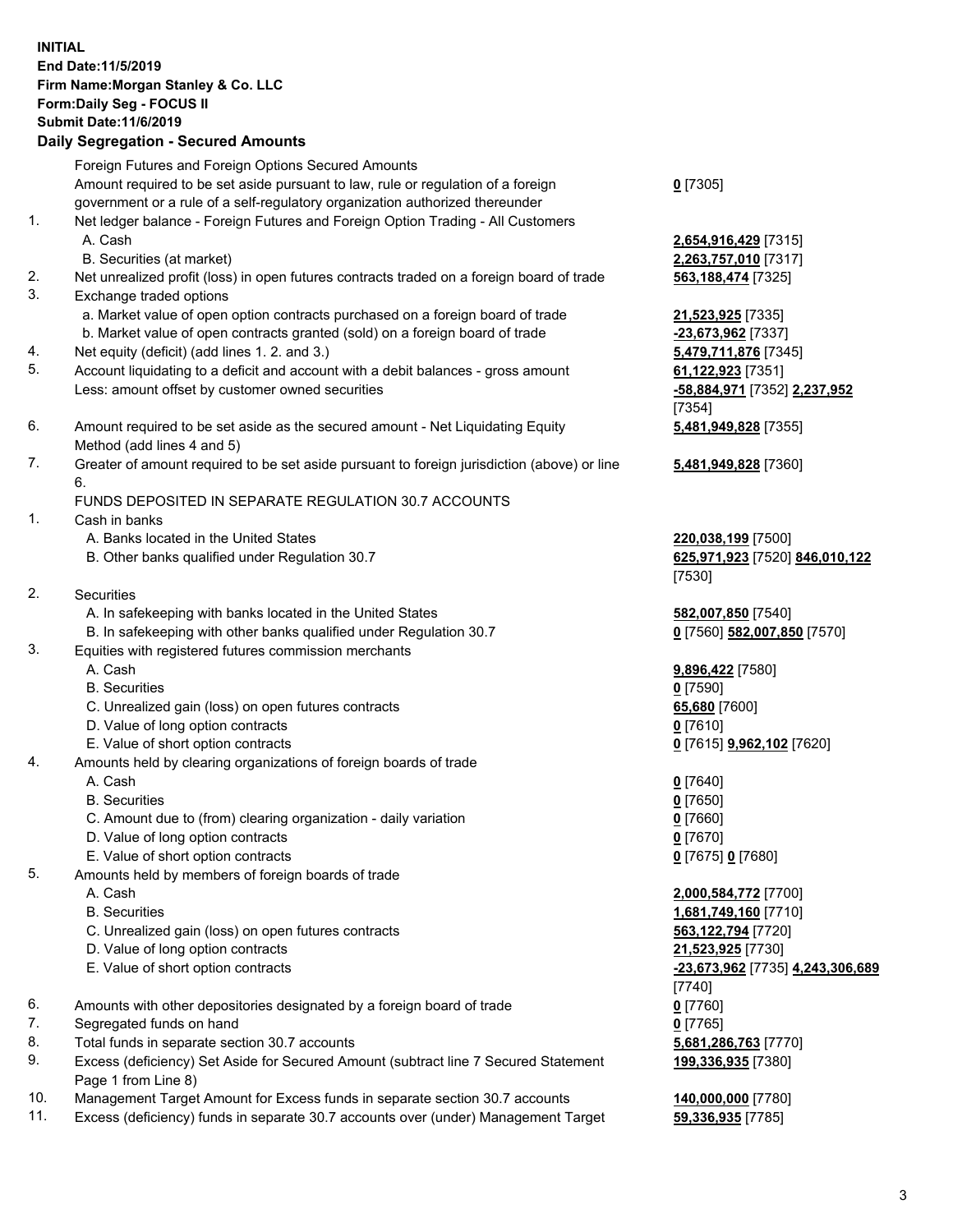**INITIAL**
**End Date:11/5/2019**
**Firm Name:Morgan Stanley & Co. LLC**
**Form:Daily Seg - FOCUS II**
**Submit Date:11/6/2019**

## Daily Segregation - Secured Amounts

| | | |
|---|---|---|
| | Foreign Futures and Foreign Options Secured Amounts | |
| | Amount required to be set aside pursuant to law, rule or regulation of a foreign government or a rule of a self-regulatory organization authorized thereunder | **0** [7305] |
| 1. | Net ledger balance - Foreign Futures and Foreign Option Trading - All Customers | |
| | A. Cash | **2,654,916,429** [7315] |
| | B. Securities (at market) | **2,263,757,010** [7317] |
| 2. | Net unrealized profit (loss) in open futures contracts traded on a foreign board of trade | **563,188,474** [7325] |
| 3. | Exchange traded options | |
| | a. Market value of open option contracts purchased on a foreign board of trade | **21,523,925** [7335] |
| | b. Market value of open contracts granted (sold) on a foreign board of trade | **-23,673,962** [7337] |
| 4. | Net equity (deficit) (add lines 1. 2. and 3.) | **5,479,711,876** [7345] |
| 5. | Account liquidating to a deficit and account with a debit balances - gross amount | **61,122,923** [7351] |
| | Less: amount offset by customer owned securities | **-58,884,971** [7352] **2,237,952** [7354] |
| 6. | Amount required to be set aside as the secured amount - Net Liquidating Equity Method (add lines 4 and 5) | **5,481,949,828** [7355] |
| 7. | Greater of amount required to be set aside pursuant to foreign jurisdiction (above) or line 6. | **5,481,949,828** [7360] |
| | FUNDS DEPOSITED IN SEPARATE REGULATION 30.7 ACCOUNTS | |
| 1. | Cash in banks | |
| | A. Banks located in the United States | **220,038,199** [7500] |
| | B. Other banks qualified under Regulation 30.7 | **625,971,923** [7520] **846,010,122** [7530] |
| 2. | Securities | |
| | A. In safekeeping with banks located in the United States | **582,007,850** [7540] |
| | B. In safekeeping with other banks qualified under Regulation 30.7 | **0** [7560] **582,007,850** [7570] |
| 3. | Equities with registered futures commission merchants | |
| | A. Cash | **9,896,422** [7580] |
| | B. Securities | **0** [7590] |
| | C. Unrealized gain (loss) on open futures contracts | **65,680** [7600] |
| | D. Value of long option contracts | **0** [7610] |
| | E. Value of short option contracts | **0** [7615] **9,962,102** [7620] |
| 4. | Amounts held by clearing organizations of foreign boards of trade | |
| | A. Cash | **0** [7640] |
| | B. Securities | **0** [7650] |
| | C. Amount due to (from) clearing organization - daily variation | **0** [7660] |
| | D. Value of long option contracts | **0** [7670] |
| | E. Value of short option contracts | **0** [7675] **0** [7680] |
| 5. | Amounts held by members of foreign boards of trade | |
| | A. Cash | **2,000,584,772** [7700] |
| | B. Securities | **1,681,749,160** [7710] |
| | C. Unrealized gain (loss) on open futures contracts | **563,122,794** [7720] |
| | D. Value of long option contracts | **21,523,925** [7730] |
| | E. Value of short option contracts | **-23,673,962** [7735] **4,243,306,689** [7740] |
| 6. | Amounts with other depositories designated by a foreign board of trade | **0** [7760] |
| 7. | Segregated funds on hand | **0** [7765] |
| 8. | Total funds in separate section 30.7 accounts | **5,681,286,763** [7770] |
| 9. | Excess (deficiency) Set Aside for Secured Amount (subtract line 7 Secured Statement Page 1 from Line 8) | **199,336,935** [7380] |
| 10. | Management Target Amount for Excess funds in separate section 30.7 accounts | **140,000,000** [7780] |
| 11. | Excess (deficiency) funds in separate 30.7 accounts over (under) Management Target | **59,336,935** [7785] |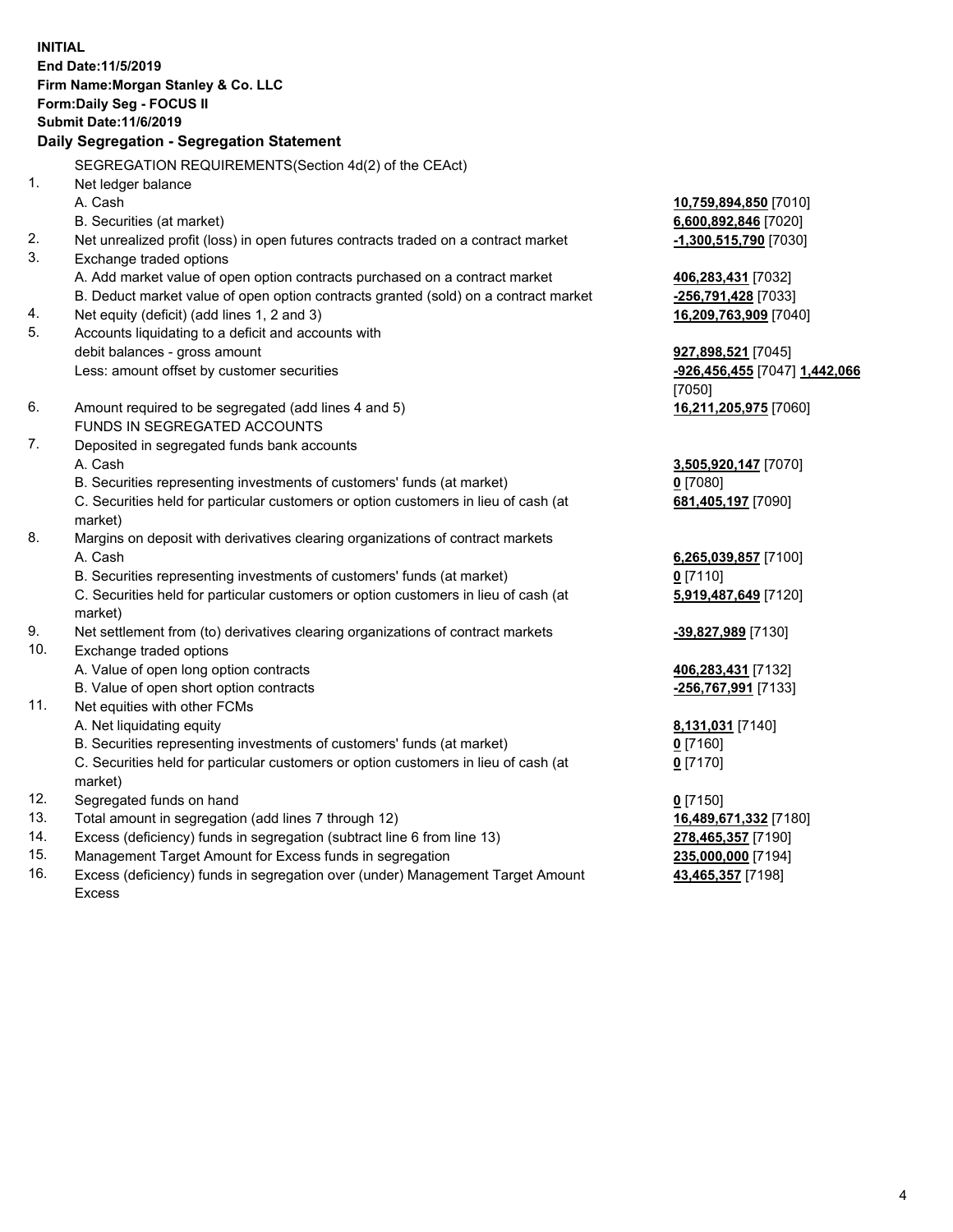**INITIAL**
**End Date:11/5/2019**
**Firm Name:Morgan Stanley & Co. LLC**
**Form:Daily Seg - FOCUS II**
**Submit Date:11/6/2019**

### Daily Segregation - Segregation Statement

| | | |
|---|---|---|
| | SEGREGATION REQUIREMENTS(Section 4d(2) of the CEAct) | |
| 1. | Net ledger balance | |
| | A. Cash | **10,759,894,850** [7010] |
| | B. Securities (at market) | **6,600,892,846** [7020] |
| 2. | Net unrealized profit (loss) in open futures contracts traded on a contract market | **-1,300,515,790** [7030] |
| 3. | Exchange traded options | |
| | A. Add market value of open option contracts purchased on a contract market | **406,283,431** [7032] |
| | B. Deduct market value of open option contracts granted (sold) on a contract market | **-256,791,428** [7033] |
| 4. | Net equity (deficit) (add lines 1, 2 and 3) | **16,209,763,909** [7040] |
| 5. | Accounts liquidating to a deficit and accounts with debit balances - gross amount | **927,898,521** [7045] |
| | Less: amount offset by customer securities | **-926,456,455** [7047] **1,442,066** [7050] |
| 6. | Amount required to be segregated (add lines 4 and 5) | **16,211,205,975** [7060] |
| | FUNDS IN SEGREGATED ACCOUNTS | |
| 7. | Deposited in segregated funds bank accounts | |
| | A. Cash | **3,505,920,147** [7070] |
| | B. Securities representing investments of customers' funds (at market) | **0** [7080] |
| | C. Securities held for particular customers or option customers in lieu of cash (at market) | **681,405,197** [7090] |
| 8. | Margins on deposit with derivatives clearing organizations of contract markets | |
| | A. Cash | **6,265,039,857** [7100] |
| | B. Securities representing investments of customers' funds (at market) | **0** [7110] |
| | C. Securities held for particular customers or option customers in lieu of cash (at market) | **5,919,487,649** [7120] |
| 9. | Net settlement from (to) derivatives clearing organizations of contract markets | **-39,827,989** [7130] |
| 10. | Exchange traded options | |
| | A. Value of open long option contracts | **406,283,431** [7132] |
| | B. Value of open short option contracts | **-256,767,991** [7133] |
| 11. | Net equities with other FCMs | |
| | A. Net liquidating equity | **8,131,031** [7140] |
| | B. Securities representing investments of customers' funds (at market) | **0** [7160] |
| | C. Securities held for particular customers or option customers in lieu of cash (at market) | **0** [7170] |
| 12. | Segregated funds on hand | **0** [7150] |
| 13. | Total amount in segregation (add lines 7 through 12) | **16,489,671,332** [7180] |
| 14. | Excess (deficiency) funds in segregation (subtract line 6 from line 13) | **278,465,357** [7190] |
| 15. | Management Target Amount for Excess funds in segregation | **235,000,000** [7194] |
| 16. | Excess (deficiency) funds in segregation over (under) Management Target Amount Excess | **43,465,357** [7198] |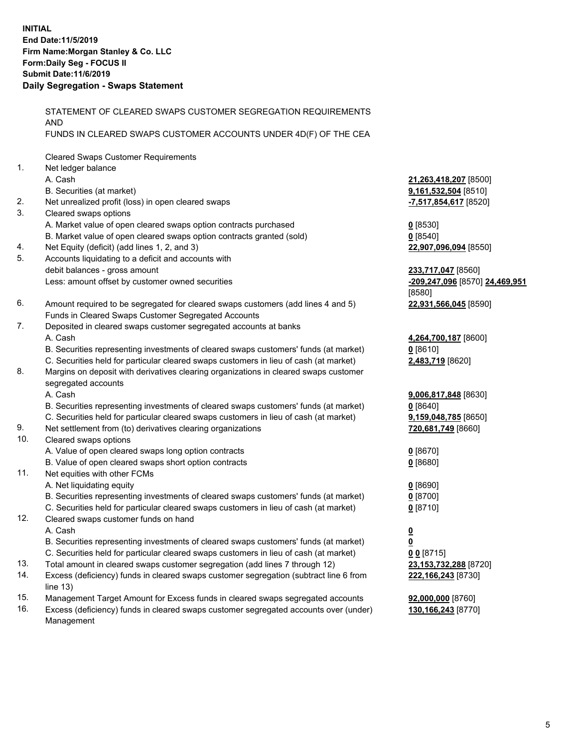**INITIAL**
**End Date:11/5/2019**
**Firm Name:Morgan Stanley & Co. LLC**
**Form:Daily Seg - FOCUS II**
**Submit Date:11/6/2019**
**Daily Segregation - Swaps Statement**

STATEMENT OF CLEARED SWAPS CUSTOMER SEGREGATION REQUIREMENTS AND FUNDS IN CLEARED SWAPS CUSTOMER ACCOUNTS UNDER 4D(F) OF THE CEA

| | | |
|---|---|---|
| | Cleared Swaps Customer Requirements | |
| 1. | Net ledger balance | |
| | A. Cash | **21,263,418,207** [8500] |
| | B. Securities (at market) | **9,161,532,504** [8510] |
| 2. | Net unrealized profit (loss) in open cleared swaps | **-7,517,854,617** [8520] |
| 3. | Cleared swaps options | |
| | A. Market value of open cleared swaps option contracts purchased | **0** [8530] |
| | B. Market value of open cleared swaps option contracts granted (sold) | **0** [8540] |
| 4. | Net Equity (deficit) (add lines 1, 2, and 3) | **22,907,096,094** [8550] |
| 5. | Accounts liquidating to a deficit and accounts with debit balances - gross amount | **233,717,047** [8560] |
| | Less: amount offset by customer owned securities | **-209,247,096** [8570] **24,469,951** [8580] |
| 6. | Amount required to be segregated for cleared swaps customers (add lines 4 and 5) | **22,931,566,045** [8590] |
| | Funds in Cleared Swaps Customer Segregated Accounts | |
| 7. | Deposited in cleared swaps customer segregated accounts at banks | |
| | A. Cash | **4,264,700,187** [8600] |
| | B. Securities representing investments of cleared swaps customers' funds (at market) | **0** [8610] |
| | C. Securities held for particular cleared swaps customers in lieu of cash (at market) | **2,483,719** [8620] |
| 8. | Margins on deposit with derivatives clearing organizations in cleared swaps customer segregated accounts | |
| | A. Cash | **9,006,817,848** [8630] |
| | B. Securities representing investments of cleared swaps customers' funds (at market) | **0** [8640] |
| | C. Securities held for particular cleared swaps customers in lieu of cash (at market) | **9,159,048,785** [8650] |
| 9. | Net settlement from (to) derivatives clearing organizations | **720,681,749** [8660] |
| 10. | Cleared swaps options | |
| | A. Value of open cleared swaps long option contracts | **0** [8670] |
| | B. Value of open cleared swaps short option contracts | **0** [8680] |
| 11. | Net equities with other FCMs | |
| | A. Net liquidating equity | **0** [8690] |
| | B. Securities representing investments of cleared swaps customers' funds (at market) | **0** [8700] |
| | C. Securities held for particular cleared swaps customers in lieu of cash (at market) | **0** [8710] |
| 12. | Cleared swaps customer funds on hand | |
| | A. Cash | **0** |
| | B. Securities representing investments of cleared swaps customers' funds (at market) | **0** |
| | C. Securities held for particular cleared swaps customers in lieu of cash (at market) | **0** **0** [8715] |
| 13. | Total amount in cleared swaps customer segregation (add lines 7 through 12) | **23,153,732,288** [8720] |
| 14. | Excess (deficiency) funds in cleared swaps customer segregation (subtract line 6 from line 13) | **222,166,243** [8730] |
| 15. | Management Target Amount for Excess funds in cleared swaps segregated accounts | **92,000,000** [8760] |
| 16. | Excess (deficiency) funds in cleared swaps customer segregated accounts over (under) Management | **130,166,243** [8770] |